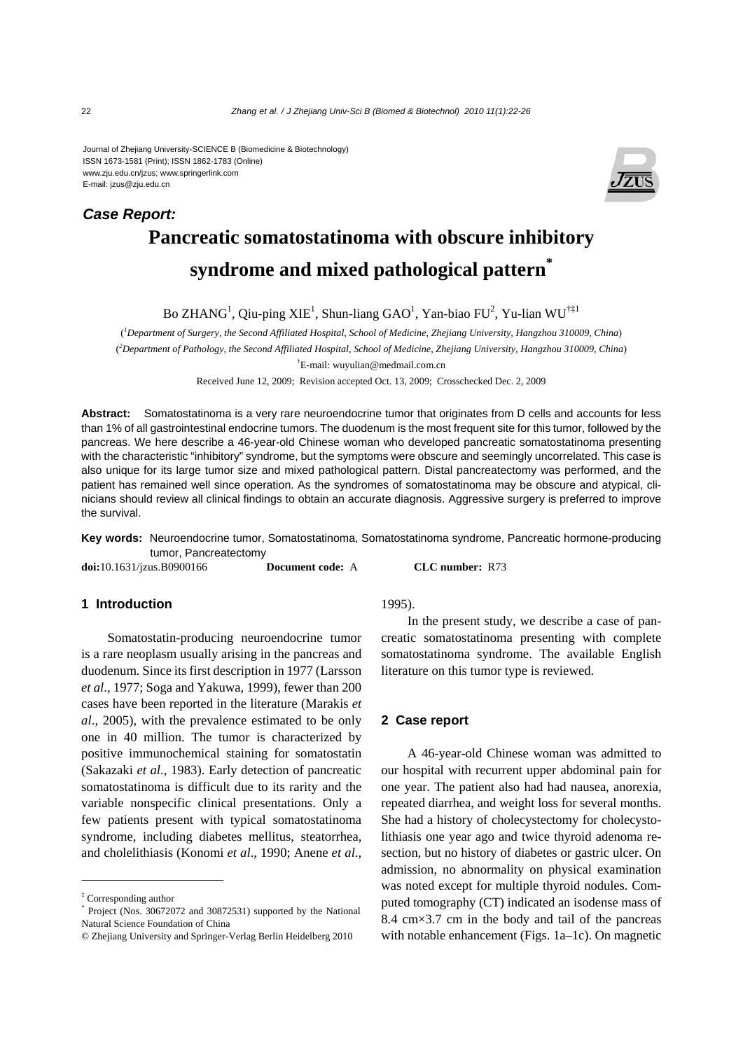Journal of Zhejiang University-SCIENCE B (Biomedicine & Biotechnology)
ISSN 1673-1581 (Print); ISSN 1862-1783 (Online)
www.zju.edu.cn/jzus; www.springerlink.com
E-mail: jzus@zju.edu.cn

***Case Report:***

# Pancreatic somatostatinoma with obscure inhibitory syndrome and mixed pathological pattern[*]

Bo ZHANG[1], Qiu-ping XIE[1], Shun-liang GAO[1], Yan-biao FU[2], Yu-lian WU[†‡1]

([1]*Department of Surgery, the Second Affiliated Hospital, School of Medicine, Zhejiang University, Hangzhou 310009, China*)

([2]*Department of Pathology, the Second Affiliated Hospital, School of Medicine, Zhejiang University, Hangzhou 310009, China*)

[†]E-mail: wuyulian@medmail.com.cn

Received June 12, 2009; Revision accepted Oct. 13, 2009; Crosschecked Dec. 2, 2009

**Abstract:** Somatostatinoma is a very rare neuroendocrine tumor that originates from D cells and accounts for less than 1% of all gastrointestinal endocrine tumors. The duodenum is the most frequent site for this tumor, followed by the pancreas. We here describe a 46-year-old Chinese woman who developed pancreatic somatostatinoma presenting with the characteristic "inhibitory" syndrome, but the symptoms were obscure and seemingly uncorrelated. This case is also unique for its large tumor size and mixed pathological pattern. Distal pancreatectomy was performed, and the patient has remained well since operation. As the syndromes of somatostatinoma may be obscure and atypical, clinicians should review all clinical findings to obtain an accurate diagnosis. Aggressive surgery is preferred to improve the survival.

**Key words:** Neuroendocrine tumor, Somatostatinoma, Somatostatinoma syndrome, Pancreatic hormone-producing tumor, Pancreatectomy

**doi:**10.1631/jzus.B0900166 **Document code:** A **CLC number:** R73

## 1 Introduction

Somatostatin-producing neuroendocrine tumor is a rare neoplasm usually arising in the pancreas and duodenum. Since its first description in 1977 (Larsson *et al*., 1977; Soga and Yakuwa, 1999), fewer than 200 cases have been reported in the literature (Marakis *et al*., 2005), with the prevalence estimated to be only one in 40 million. The tumor is characterized by positive immunochemical staining for somatostatin (Sakazaki *et al*., 1983). Early detection of pancreatic somatostatinoma is difficult due to its rarity and the variable nonspecific clinical presentations. Only a few patients present with typical somatostatinoma syndrome, including diabetes mellitus, steatorrhea, and cholelithiasis (Konomi *et al*., 1990; Anene *et al*., 1995).

In the present study, we describe a case of pancreatic somatostatinoma presenting with complete somatostatinoma syndrome. The available English literature on this tumor type is reviewed.

## 2 Case report

A 46-year-old Chinese woman was admitted to our hospital with recurrent upper abdominal pain for one year. The patient also had had nausea, anorexia, repeated diarrhea, and weight loss for several months. She had a history of cholecystectomy for cholecystolithiasis one year ago and twice thyroid adenoma resection, but no history of diabetes or gastric ulcer. On admission, no abnormality on physical examination was noted except for multiple thyroid nodules. Computed tomography (CT) indicated an isodense mass of 8.4 cm×3.7 cm in the body and tail of the pancreas with notable enhancement (Figs. 1a–1c). On magnetic

---

[‡] Corresponding author

[*] Project (Nos. 30672072 and 30872531) supported by the National Natural Science Foundation of China

© Zhejiang University and Springer-Verlag Berlin Heidelberg 2010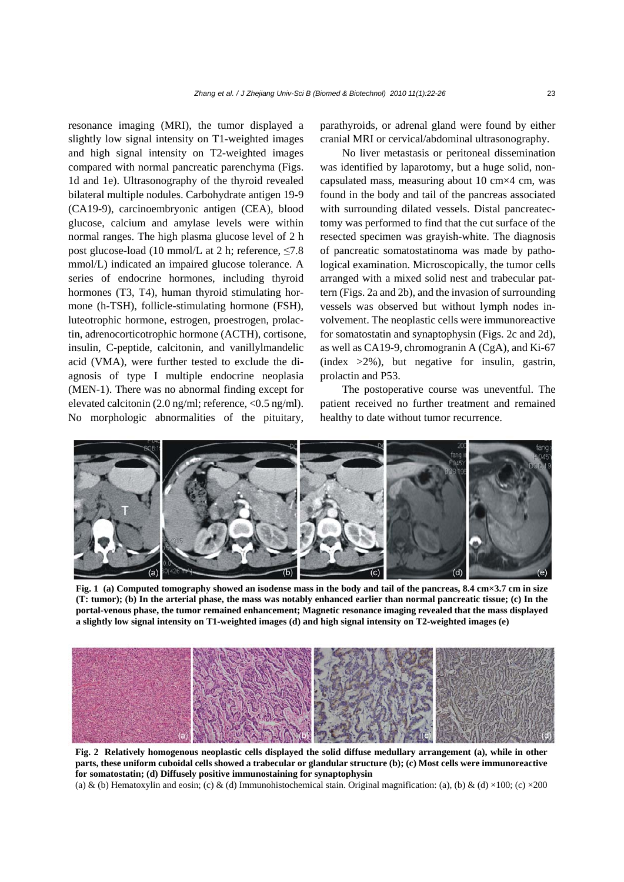resonance imaging (MRI), the tumor displayed a slightly low signal intensity on T1-weighted images and high signal intensity on T2-weighted images compared with normal pancreatic parenchyma (Figs. 1d and 1e). Ultrasonography of the thyroid revealed bilateral multiple nodules. Carbohydrate antigen 19-9 (CA19-9), carcinoembryonic antigen (CEA), blood glucose, calcium and amylase levels were within normal ranges. The high plasma glucose level of 2 h post glucose-load (10 mmol/L at 2 h; reference, ≤7.8 mmol/L) indicated an impaired glucose tolerance. A series of endocrine hormones, including thyroid hormones (T3, T4), human thyroid stimulating hormone (h-TSH), follicle-stimulating hormone (FSH), luteotrophic hormone, estrogen, proestrogen, prolactin, adrenocorticotrophic hormone (ACTH), cortisone, insulin, C-peptide, calcitonin, and vanillylmandelic acid (VMA), were further tested to exclude the diagnosis of type I multiple endocrine neoplasia (MEN-1). There was no abnormal finding except for elevated calcitonin (2.0 ng/ml; reference, <0.5 ng/ml). No morphologic abnormalities of the pituitary, parathyroids, or adrenal gland were found by either cranial MRI or cervical/abdominal ultrasonography.

No liver metastasis or peritoneal dissemination was identified by laparotomy, but a huge solid, non-capsulated mass, measuring about 10 cm×4 cm, was found in the body and tail of the pancreas associated with surrounding dilated vessels. Distal pancreatectomy was performed to find that the cut surface of the resected specimen was grayish-white. The diagnosis of pancreatic somatostatinoma was made by pathological examination. Microscopically, the tumor cells arranged with a mixed solid nest and trabecular pattern (Figs. 2a and 2b), and the invasion of surrounding vessels was observed but without lymph nodes involvement. The neoplastic cells were immunoreactive for somatostatin and synaptophysin (Figs. 2c and 2d), as well as CA19-9, chromogranin A (CgA), and Ki-67 (index >2%), but negative for insulin, gastrin, prolactin and P53.

The postoperative course was uneventful. The patient received no further treatment and remained healthy to date without tumor recurrence.

**Fig. 1 (a) Computed tomography showed an isodense mass in the body and tail of the pancreas, 8.4 cm×3.7 cm in size (T: tumor); (b) In the arterial phase, the mass was notably enhanced earlier than normal pancreatic tissue; (c) In the portal-venous phase, the tumor remained enhancement; Magnetic resonance imaging revealed that the mass displayed a slightly low signal intensity on T1-weighted images (d) and high signal intensity on T2-weighted images (e)**

**Fig. 2 Relatively homogenous neoplastic cells displayed the solid diffuse medullary arrangement (a), while in other parts, these uniform cuboidal cells showed a trabecular or glandular structure (b); (c) Most cells were immunoreactive for somatostatin; (d) Diffusely positive immunostaining for synaptophysin**

(a) & (b) Hematoxylin and eosin; (c) & (d) Immunohistochemical stain. Original magnification: (a), (b) & (d) ×100; (c) ×200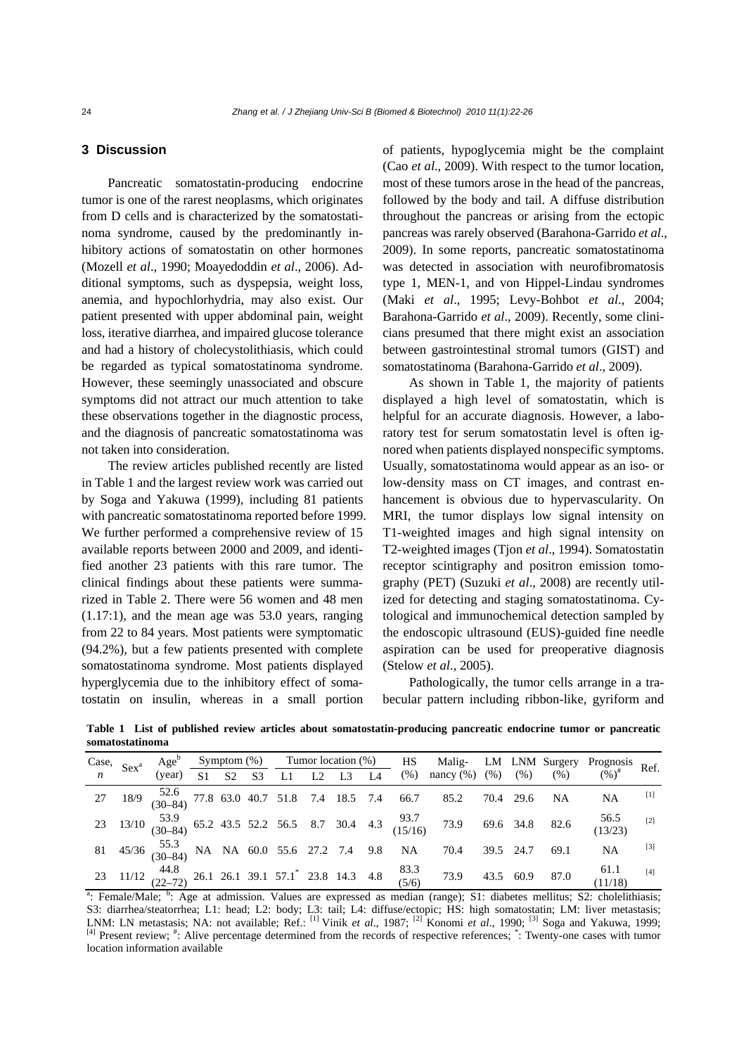## 3 Discussion

Pancreatic somatostatin-producing endocrine tumor is one of the rarest neoplasms, which originates from D cells and is characterized by the somatostatinoma syndrome, caused by the predominantly inhibitory actions of somatostatin on other hormones (Mozell *et al*., 1990; Moayedoddin *et al*., 2006). Additional symptoms, such as dyspepsia, weight loss, anemia, and hypochlorhydria, may also exist. Our patient presented with upper abdominal pain, weight loss, iterative diarrhea, and impaired glucose tolerance and had a history of cholecystolithiasis, which could be regarded as typical somatostatinoma syndrome. However, these seemingly unassociated and obscure symptoms did not attract our much attention to take these observations together in the diagnostic process, and the diagnosis of pancreatic somatostatinoma was not taken into consideration.

The review articles published recently are listed in Table 1 and the largest review work was carried out by Soga and Yakuwa (1999), including 81 patients with pancreatic somatostatinoma reported before 1999. We further performed a comprehensive review of 15 available reports between 2000 and 2009, and identified another 23 patients with this rare tumor. The clinical findings about these patients were summarized in Table 2. There were 56 women and 48 men (1.17:1), and the mean age was 53.0 years, ranging from 22 to 84 years. Most patients were symptomatic (94.2%), but a few patients presented with complete somatostatinoma syndrome. Most patients displayed hyperglycemia due to the inhibitory effect of somatostatin on insulin, whereas in a small portion of patients, hypoglycemia might be the complaint (Cao *et al*., 2009). With respect to the tumor location, most of these tumors arose in the head of the pancreas, followed by the body and tail. A diffuse distribution throughout the pancreas or arising from the ectopic pancreas was rarely observed (Barahona-Garrido *et al*., 2009). In some reports, pancreatic somatostatinoma was detected in association with neurofibromatosis type 1, MEN-1, and von Hippel-Lindau syndromes (Maki *et al*., 1995; Levy-Bohbot *et al*., 2004; Barahona-Garrido *et al*., 2009). Recently, some clinicians presumed that there might exist an association between gastrointestinal stromal tumors (GIST) and somatostatinoma (Barahona-Garrido *et al*., 2009).

As shown in Table 1, the majority of patients displayed a high level of somatostatin, which is helpful for an accurate diagnosis. However, a laboratory test for serum somatostatin level is often ignored when patients displayed nonspecific symptoms. Usually, somatostatinoma would appear as an iso- or low-density mass on CT images, and contrast enhancement is obvious due to hypervascularity. On MRI, the tumor displays low signal intensity on T1-weighted images and high signal intensity on T2-weighted images (Tjon *et al*., 1994). Somatostatin receptor scintigraphy and positron emission tomography (PET) (Suzuki *et al*., 2008) are recently utilized for detecting and staging somatostatinoma. Cytological and immunochemical detection sampled by the endoscopic ultrasound (EUS)-guided fine needle aspiration can be used for preoperative diagnosis (Stelow *et al*., 2005).

Pathologically, the tumor cells arrange in a trabecular pattern including ribbon-like, gyriform and

**Table 1 List of published review articles about somatostatin-producing pancreatic endocrine tumor or pancreatic somatostatinoma**

| Case, *n* | Sex[a] | Age[b] (year) | Symptom (%) | | | Tumor location (%) | | | | HS (%) | Malignancy (%) | LM (%) | LNM (%) | Surgery (%) | Prognosis (%)[#] | Ref. |
|---|---|---|---|---|---|---|---|---|---|---|---|---|---|---|---|---|
| | | | S1 | S2 | S3 | L1 | L2 | L3 | L4 | | | | | | | |
| 27 | 18/9 | 52.6 (30–84) | 77.8 | 63.0 | 40.7 | 51.8 | 7.4 | 18.5 | 7.4 | 66.7 | 85.2 | 70.4 | 29.6 | NA | NA | [1] |
| 23 | 13/10 | 53.9 (30–84) | 65.2 | 43.5 | 52.2 | 56.5 | 8.7 | 30.4 | 4.3 | 93.7 (15/16) | 73.9 | 69.6 | 34.8 | 82.6 | 56.5 (13/23) | [2] |
| 81 | 45/36 | 55.3 (30–84) | NA | NA | 60.0 | 55.6 | 27.2 | 7.4 | 9.8 | NA | 70.4 | 39.5 | 24.7 | 69.1 | NA | [3] |
| 23 | 11/12 | 44.8 (22–72) | 26.1 | 26.1 | 39.1 | 57.1* | 23.8 | 14.3 | 4.8 | 83.3 (5/6) | 73.9 | 43.5 | 60.9 | 87.0 | 61.1 (11/18) | [4] |

[a]: Female/Male; [b]: Age at admission. Values are expressed as median (range); S1: diabetes mellitus; S2: cholelithiasis; S3: diarrhea/steatorrhea; L1: head; L2: body; L3: tail; L4: diffuse/ectopic; HS: high somatostatin; LM: liver metastasis; LNM: LN metastasis; NA: not available; Ref.: [1] Vinik *et al*., 1987; [2] Konomi *et al*., 1990; [3] Soga and Yakuwa, 1999; [4] Present review; #: Alive percentage determined from the records of respective references; *: Twenty-one cases with tumor location information available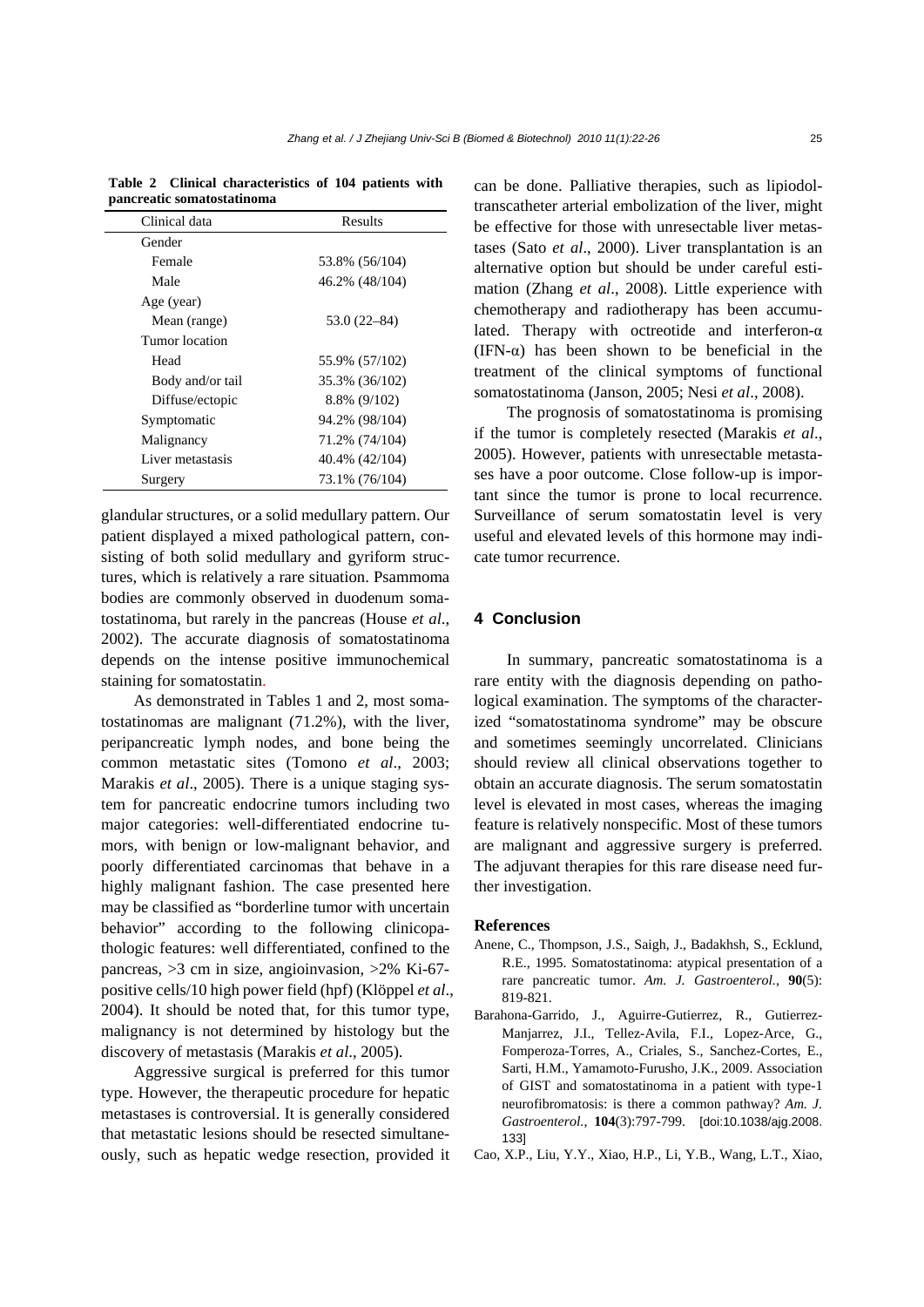**Table 2 Clinical characteristics of 104 patients with pancreatic somatostatinoma**

| Clinical data | Results |
|---|---|
| Gender | |
| Female | 53.8% (56/104) |
| Male | 46.2% (48/104) |
| Age (year) | |
| Mean (range) | 53.0 (22–84) |
| Tumor location | |
| Head | 55.9% (57/102) |
| Body and/or tail | 35.3% (36/102) |
| Diffuse/ectopic | 8.8% (9/102) |
| Symptomatic | 94.2% (98/104) |
| Malignancy | 71.2% (74/104) |
| Liver metastasis | 40.4% (42/104) |
| Surgery | 73.1% (76/104) |

glandular structures, or a solid medullary pattern. Our patient displayed a mixed pathological pattern, consisting of both solid medullary and gyriform structures, which is relatively a rare situation. Psammoma bodies are commonly observed in duodenum somatostatinoma, but rarely in the pancreas (House *et al*., 2002). The accurate diagnosis of somatostatinoma depends on the intense positive immunochemical staining for somatostatin.

As demonstrated in Tables 1 and 2, most somatostatinomas are malignant (71.2%), with the liver, peripancreatic lymph nodes, and bone being the common metastatic sites (Tomono *et al*., 2003; Marakis *et al*., 2005). There is a unique staging system for pancreatic endocrine tumors including two major categories: well-differentiated endocrine tumors, with benign or low-malignant behavior, and poorly differentiated carcinomas that behave in a highly malignant fashion. The case presented here may be classified as "borderline tumor with uncertain behavior" according to the following clinicopathologic features: well differentiated, confined to the pancreas, >3 cm in size, angioinvasion, >2% Ki-67-positive cells/10 high power field (hpf) (Klöppel *et al*., 2004). It should be noted that, for this tumor type, malignancy is not determined by histology but the discovery of metastasis (Marakis *et al*., 2005).

Aggressive surgical is preferred for this tumor type. However, the therapeutic procedure for hepatic metastases is controversial. It is generally considered that metastatic lesions should be resected simultaneously, such as hepatic wedge resection, provided it can be done. Palliative therapies, such as lipiodol-transcatheter arterial embolization of the liver, might be effective for those with unresectable liver metastases (Sato *et al*., 2000). Liver transplantation is an alternative option but should be under careful estimation (Zhang *et al*., 2008). Little experience with chemotherapy and radiotherapy has been accumulated. Therapy with octreotide and interferon-α (IFN-α) has been shown to be beneficial in the treatment of the clinical symptoms of functional somatostatinoma (Janson, 2005; Nesi *et al*., 2008).

The prognosis of somatostatinoma is promising if the tumor is completely resected (Marakis *et al*., 2005). However, patients with unresectable metastases have a poor outcome. Close follow-up is important since the tumor is prone to local recurrence. Surveillance of serum somatostatin level is very useful and elevated levels of this hormone may indicate tumor recurrence.

## 4 Conclusion

In summary, pancreatic somatostatinoma is a rare entity with the diagnosis depending on pathological examination. The symptoms of the characterized "somatostatinoma syndrome" may be obscure and sometimes seemingly uncorrelated. Clinicians should review all clinical observations together to obtain an accurate diagnosis. The serum somatostatin level is elevated in most cases, whereas the imaging feature is relatively nonspecific. Most of these tumors are malignant and aggressive surgery is preferred. The adjuvant therapies for this rare disease need further investigation.

### References

Anene, C., Thompson, J.S., Saigh, J., Badakhsh, S., Ecklund, R.E., 1995. Somatostatinoma: atypical presentation of a rare pancreatic tumor. *Am. J. Gastroenterol.*, **90**(5): 819-821.

Barahona-Garrido, J., Aguirre-Gutierrez, R., Gutierrez-Manjarrez, J.I., Tellez-Avila, F.I., Lopez-Arce, G., Fomperoza-Torres, A., Criales, S., Sanchez-Cortes, E., Sarti, H.M., Yamamoto-Furusho, J.K., 2009. Association of GIST and somatostatinoma in a patient with type-1 neurofibromatosis: is there a common pathway? *Am. J. Gastroenterol.*, **104**(3):797-799. [doi:10.1038/ajg.2008.133]

Cao, X.P., Liu, Y.Y., Xiao, H.P., Li, Y.B., Wang, L.T., Xiao,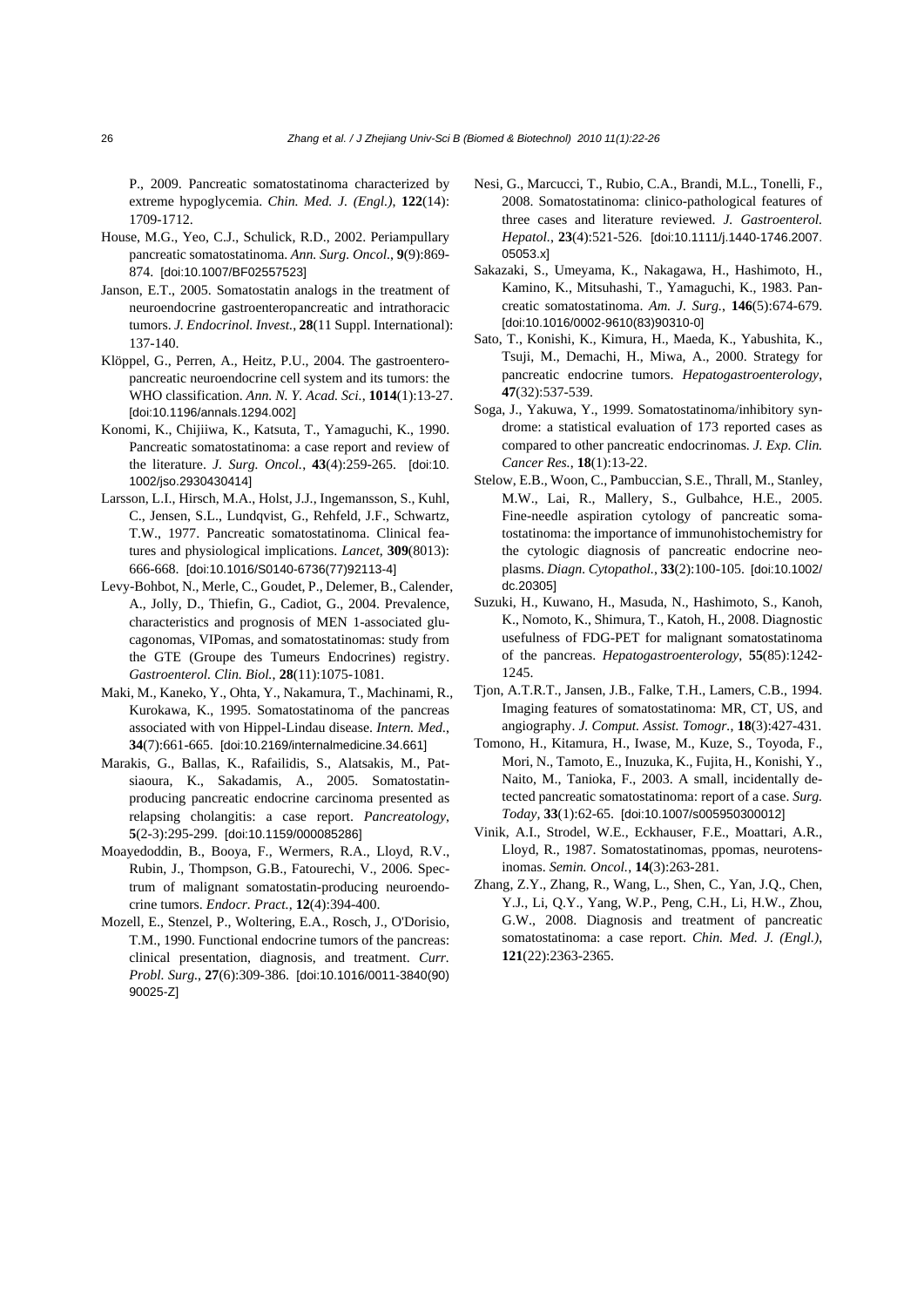P., 2009. Pancreatic somatostatinoma characterized by extreme hypoglycemia. *Chin. Med. J. (Engl.)*, **122**(14): 1709-1712.

House, M.G., Yeo, C.J., Schulick, R.D., 2002. Periampullary pancreatic somatostatinoma. *Ann. Surg. Oncol.*, **9**(9):869-874. [doi:10.1007/BF02557523]

Janson, E.T., 2005. Somatostatin analogs in the treatment of neuroendocrine gastroenteropancreatic and intrathoracic tumors. *J. Endocrinol. Invest.*, **28**(11 Suppl. International): 137-140.

Klöppel, G., Perren, A., Heitz, P.U., 2004. The gastroenteropancreatic neuroendocrine cell system and its tumors: the WHO classification. *Ann. N. Y. Acad. Sci.*, **1014**(1):13-27. [doi:10.1196/annals.1294.002]

Konomi, K., Chijiiwa, K., Katsuta, T., Yamaguchi, K., 1990. Pancreatic somatostatinoma: a case report and review of the literature. *J. Surg. Oncol.*, **43**(4):259-265. [doi:10.1002/jso.2930430414]

Larsson, L.I., Hirsch, M.A., Holst, J.J., Ingemansson, S., Kuhl, C., Jensen, S.L., Lundqvist, G., Rehfeld, J.F., Schwartz, T.W., 1977. Pancreatic somatostatinoma. Clinical features and physiological implications. *Lancet*, **309**(8013): 666-668. [doi:10.1016/S0140-6736(77)92113-4]

Levy-Bohbot, N., Merle, C., Goudet, P., Delemer, B., Calender, A., Jolly, D., Thiefin, G., Cadiot, G., 2004. Prevalence, characteristics and prognosis of MEN 1-associated glucagonomas, VIPomas, and somatostatinomas: study from the GTE (Groupe des Tumeurs Endocrines) registry. *Gastroenterol. Clin. Biol.*, **28**(11):1075-1081.

Maki, M., Kaneko, Y., Ohta, Y., Nakamura, T., Machinami, R., Kurokawa, K., 1995. Somatostatinoma of the pancreas associated with von Hippel-Lindau disease. *Intern. Med.*, **34**(7):661-665. [doi:10.2169/internalmedicine.34.661]

Marakis, G., Ballas, K., Rafailidis, S., Alatsakis, M., Patsiaoura, K., Sakadamis, A., 2005. Somatostatin-producing pancreatic endocrine carcinoma presented as relapsing cholangitis: a case report. *Pancreatology*, **5**(2-3):295-299. [doi:10.1159/000085286]

Moayedoddin, B., Booya, F., Wermers, R.A., Lloyd, R.V., Rubin, J., Thompson, G.B., Fatourechi, V., 2006. Spectrum of malignant somatostatin-producing neuroendocrine tumors. *Endocr. Pract.*, **12**(4):394-400.

Mozell, E., Stenzel, P., Woltering, E.A., Rosch, J., O'Dorisio, T.M., 1990. Functional endocrine tumors of the pancreas: clinical presentation, diagnosis, and treatment. *Curr. Probl. Surg.*, **27**(6):309-386. [doi:10.1016/0011-3840(90)90025-Z]

Nesi, G., Marcucci, T., Rubio, C.A., Brandi, M.L., Tonelli, F., 2008. Somatostatinoma: clinico-pathological features of three cases and literature reviewed. *J. Gastroenterol. Hepatol.*, **23**(4):521-526. [doi:10.1111/j.1440-1746.2007.05053.x]

Sakazaki, S., Umeyama, K., Nakagawa, H., Hashimoto, H., Kamino, K., Mitsuhashi, T., Yamaguchi, K., 1983. Pancreatic somatostatinoma. *Am. J. Surg.*, **146**(5):674-679. [doi:10.1016/0002-9610(83)90310-0]

Sato, T., Konishi, K., Kimura, H., Maeda, K., Yabushita, K., Tsuji, M., Demachi, H., Miwa, A., 2000. Strategy for pancreatic endocrine tumors. *Hepatogastroenterology*, **47**(32):537-539.

Soga, J., Yakuwa, Y., 1999. Somatostatinoma/inhibitory syndrome: a statistical evaluation of 173 reported cases as compared to other pancreatic endocrinomas. *J. Exp. Clin. Cancer Res.*, **18**(1):13-22.

Stelow, E.B., Woon, C., Pambuccian, S.E., Thrall, M., Stanley, M.W., Lai, R., Mallery, S., Gulbahce, H.E., 2005. Fine-needle aspiration cytology of pancreatic somatostatinoma: the importance of immunohistochemistry for the cytologic diagnosis of pancreatic endocrine neoplasms. *Diagn. Cytopathol.*, **33**(2):100-105. [doi:10.1002/dc.20305]

Suzuki, H., Kuwano, H., Masuda, N., Hashimoto, S., Kanoh, K., Nomoto, K., Shimura, T., Katoh, H., 2008. Diagnostic usefulness of FDG-PET for malignant somatostatinoma of the pancreas. *Hepatogastroenterology*, **55**(85):1242-1245.

Tjon, A.T.R.T., Jansen, J.B., Falke, T.H., Lamers, C.B., 1994. Imaging features of somatostatinoma: MR, CT, US, and angiography. *J. Comput. Assist. Tomogr.*, **18**(3):427-431.

Tomono, H., Kitamura, H., Iwase, M., Kuze, S., Toyoda, F., Mori, N., Tamoto, E., Inuzuka, K., Fujita, H., Konishi, Y., Naito, M., Tanioka, F., 2003. A small, incidentally detected pancreatic somatostatinoma: report of a case. *Surg. Today*, **33**(1):62-65. [doi:10.1007/s005950300012]

Vinik, A.I., Strodel, W.E., Eckhauser, F.E., Moattari, A.R., Lloyd, R., 1987. Somatostatinomas, ppomas, neurotensinomas. *Semin. Oncol.*, **14**(3):263-281.

Zhang, Z.Y., Zhang, R., Wang, L., Shen, C., Yan, J.Q., Chen, Y.J., Li, Q.Y., Yang, W.P., Peng, C.H., Li, H.W., Zhou, G.W., 2008. Diagnosis and treatment of pancreatic somatostatinoma: a case report. *Chin. Med. J. (Engl.)*, **121**(22):2363-2365.